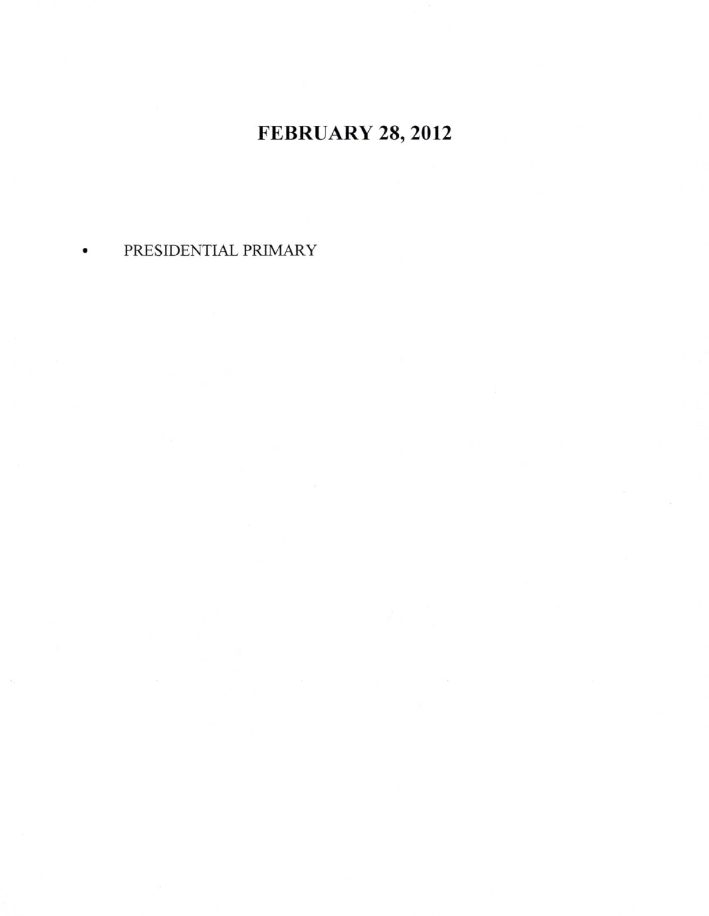# FEBRUARY 28, 2012

- PRESIDENTIAL PRIMARY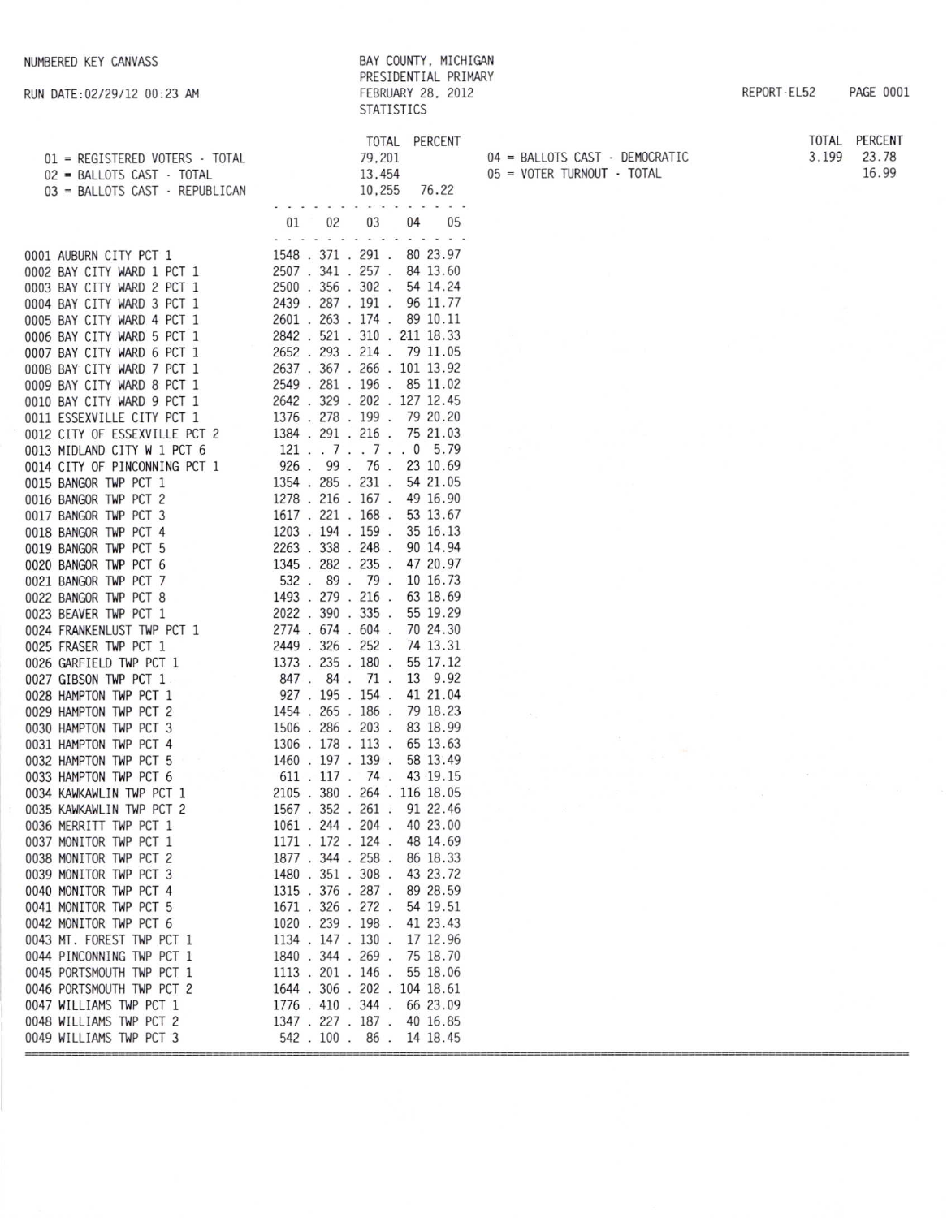NUMBERED KEY CANVASS

RUN DATE:02/29/12 00:23 AM

BAY COUNTY, MICHIGAN
PRESIDENTIAL PRIMARY
FEBRUARY 28, 2012
STATISTICS

REPORT-EL52

| Key | Description | TOTAL | PERCENT |
|---|---|---|---|
| 01 | REGISTERED VOTERS - TOTAL | 79,201 | |
| 02 | BALLOTS CAST - TOTAL | 13,454 | |
| 03 | BALLOTS CAST - REPUBLICAN | 10,255 | 76.22 |
| 04 | BALLOTS CAST - DEMOCRATIC | 3,199 | 23.78 |
| 05 | VOTER TURNOUT - TOTAL | | 16.99 |

| Precinct | 01 | 02 | 03 | 04 | 05 |
|---|---|---|---|---|---|
| 0001 AUBURN CITY PCT 1 | 1548 | 371 | 291 | 80 | 23.97 |
| 0002 BAY CITY WARD 1 PCT 1 | 2507 | 341 | 257 | 84 | 13.60 |
| 0003 BAY CITY WARD 2 PCT 1 | 2500 | 356 | 302 | 54 | 14.24 |
| 0004 BAY CITY WARD 3 PCT 1 | 2439 | 287 | 191 | 96 | 11.77 |
| 0005 BAY CITY WARD 4 PCT 1 | 2601 | 263 | 174 | 89 | 10.11 |
| 0006 BAY CITY WARD 5 PCT 1 | 2842 | 521 | 310 | 211 | 18.33 |
| 0007 BAY CITY WARD 6 PCT 1 | 2652 | 293 | 214 | 79 | 11.05 |
| 0008 BAY CITY WARD 7 PCT 1 | 2637 | 367 | 266 | 101 | 13.92 |
| 0009 BAY CITY WARD 8 PCT 1 | 2549 | 281 | 196 | 85 | 11.02 |
| 0010 BAY CITY WARD 9 PCT 1 | 2642 | 329 | 202 | 127 | 12.45 |
| 0011 ESSEXVILLE CITY PCT 1 | 1376 | 278 | 199 | 79 | 20.20 |
| 0012 CITY OF ESSEXVILLE PCT 2 | 1384 | 291 | 216 | 75 | 21.03 |
| 0013 MIDLAND CITY W 1 PCT 6 | 121 | 7 | 7 | 0 | 5.79 |
| 0014 CITY OF PINCONNING PCT 1 | 926 | 99 | 76 | 23 | 10.69 |
| 0015 BANGOR TWP PCT 1 | 1354 | 285 | 231 | 54 | 21.05 |
| 0016 BANGOR TWP PCT 2 | 1278 | 216 | 167 | 49 | 16.90 |
| 0017 BANGOR TWP PCT 3 | 1617 | 221 | 168 | 53 | 13.67 |
| 0018 BANGOR TWP PCT 4 | 1203 | 194 | 159 | 35 | 16.13 |
| 0019 BANGOR TWP PCT 5 | 2263 | 338 | 248 | 90 | 14.94 |
| 0020 BANGOR TWP PCT 6 | 1345 | 282 | 235 | 47 | 20.97 |
| 0021 BANGOR TWP PCT 7 | 532 | 89 | 79 | 10 | 16.73 |
| 0022 BANGOR TWP PCT 8 | 1493 | 279 | 216 | 63 | 18.69 |
| 0023 BEAVER TWP PCT 1 | 2022 | 390 | 335 | 55 | 19.29 |
| 0024 FRANKENLUST TWP PCT 1 | 2774 | 674 | 604 | 70 | 24.30 |
| 0025 FRASER TWP PCT 1 | 2449 | 326 | 252 | 74 | 13.31 |
| 0026 GARFIELD TWP PCT 1 | 1373 | 235 | 180 | 55 | 17.12 |
| 0027 GIBSON TWP PCT 1 | 847 | 84 | 71 | 13 | 9.92 |
| 0028 HAMPTON TWP PCT 1 | 927 | 195 | 154 | 41 | 21.04 |
| 0029 HAMPTON TWP PCT 2 | 1454 | 265 | 186 | 79 | 18.23 |
| 0030 HAMPTON TWP PCT 3 | 1506 | 286 | 203 | 83 | 18.99 |
| 0031 HAMPTON TWP PCT 4 | 1306 | 178 | 113 | 65 | 13.63 |
| 0032 HAMPTON TWP PCT 5 | 1460 | 197 | 139 | 58 | 13.49 |
| 0033 HAMPTON TWP PCT 6 | 611 | 117 | 74 | 43 | 19.15 |
| 0034 KAWKAWLIN TWP PCT 1 | 2105 | 380 | 264 | 116 | 18.05 |
| 0035 KAWKAWLIN TWP PCT 2 | 1567 | 352 | 261 | 91 | 22.46 |
| 0036 MERRITT TWP PCT 1 | 1061 | 244 | 204 | 40 | 23.00 |
| 0037 MONITOR TWP PCT 1 | 1171 | 172 | 124 | 48 | 14.69 |
| 0038 MONITOR TWP PCT 2 | 1877 | 344 | 258 | 86 | 18.33 |
| 0039 MONITOR TWP PCT 3 | 1480 | 351 | 308 | 43 | 23.72 |
| 0040 MONITOR TWP PCT 4 | 1315 | 376 | 287 | 89 | 28.59 |
| 0041 MONITOR TWP PCT 5 | 1671 | 326 | 272 | 54 | 19.51 |
| 0042 MONITOR TWP PCT 6 | 1020 | 239 | 198 | 41 | 23.43 |
| 0043 MT. FOREST TWP PCT 1 | 1134 | 147 | 130 | 17 | 12.96 |
| 0044 PINCONNING TWP PCT 1 | 1840 | 344 | 269 | 75 | 18.70 |
| 0045 PORTSMOUTH TWP PCT 1 | 1113 | 201 | 146 | 55 | 18.06 |
| 0046 PORTSMOUTH TWP PCT 2 | 1644 | 306 | 202 | 104 | 18.61 |
| 0047 WILLIAMS TWP PCT 1 | 1776 | 410 | 344 | 66 | 23.09 |
| 0048 WILLIAMS TWP PCT 2 | 1347 | 227 | 187 | 40 | 16.85 |
| 0049 WILLIAMS TWP PCT 3 | 542 | 100 | 86 | 14 | 18.45 |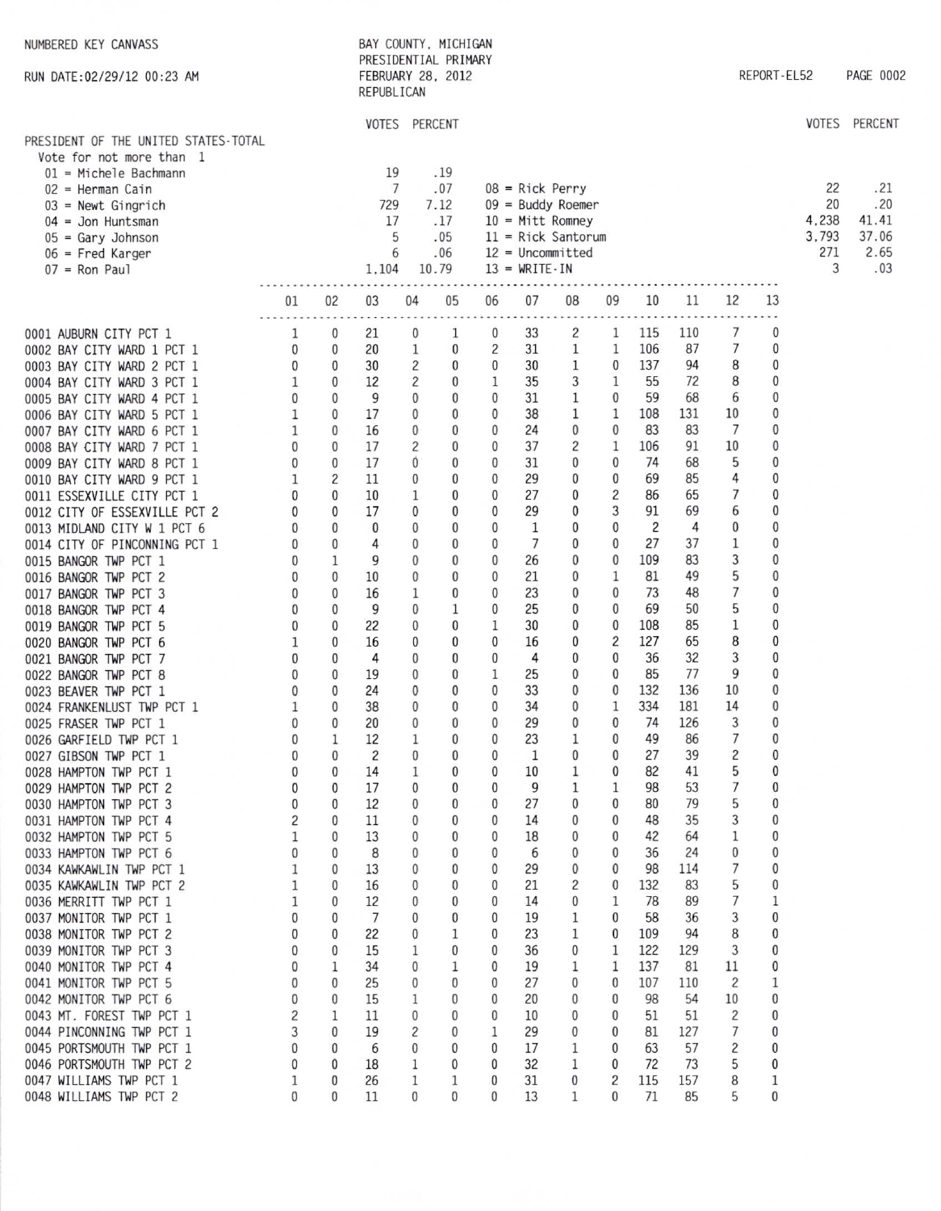NUMBERED KEY CANVASS

RUN DATE:02/29/12 00:23 AM

BAY COUNTY, MICHIGAN
PRESIDENTIAL PRIMARY
FEBRUARY 28, 2012
REPUBLICAN

REPORT-EL52

## PRESIDENT OF THE UNITED STATES-TOTAL

Vote for not more than 1

| Candidate | VOTES | PERCENT | Candidate | VOTES | PERCENT |
|---|---|---|---|---|---|
| 01 = Michele Bachmann | 19 | .19 | 08 = Rick Perry | 22 | .21 |
| 02 = Herman Cain | 7 | .07 | 09 = Buddy Roemer | 20 | .20 |
| 03 = Newt Gingrich | 729 | 7.12 | 10 = Mitt Romney | 4,238 | 41.41 |
| 04 = Jon Huntsman | 17 | .17 | 11 = Rick Santorum | 3,793 | 37.06 |
| 05 = Gary Johnson | 5 | .05 | 12 = Uncommitted | 271 | 2.65 |
| 06 = Fred Karger | 6 | .06 | 13 = WRITE-IN | 3 | .03 |
| 07 = Ron Paul | 1,104 | 10.79 | | | |

| Precinct | 01 | 02 | 03 | 04 | 05 | 06 | 07 | 08 | 09 | 10 | 11 | 12 | 13 |
|---|---|---|---|---|---|---|---|---|---|---|---|---|---|
| 0001 AUBURN CITY PCT 1 | 1 | 0 | 21 | 0 | 1 | 0 | 33 | 2 | 1 | 115 | 110 | 7 | 0 |
| 0002 BAY CITY WARD 1 PCT 1 | 0 | 0 | 20 | 1 | 0 | 2 | 31 | 1 | 1 | 106 | 87 | 7 | 0 |
| 0003 BAY CITY WARD 2 PCT 1 | 0 | 0 | 30 | 2 | 0 | 0 | 30 | 1 | 0 | 137 | 94 | 8 | 0 |
| 0004 BAY CITY WARD 3 PCT 1 | 1 | 0 | 12 | 2 | 0 | 1 | 35 | 3 | 1 | 55 | 72 | 8 | 0 |
| 0005 BAY CITY WARD 4 PCT 1 | 0 | 0 | 9 | 0 | 0 | 0 | 31 | 1 | 0 | 59 | 68 | 6 | 0 |
| 0006 BAY CITY WARD 5 PCT 1 | 1 | 0 | 17 | 0 | 0 | 0 | 38 | 1 | 1 | 108 | 131 | 10 | 0 |
| 0007 BAY CITY WARD 6 PCT 1 | 1 | 0 | 16 | 0 | 0 | 0 | 24 | 0 | 0 | 83 | 83 | 7 | 0 |
| 0008 BAY CITY WARD 7 PCT 1 | 0 | 0 | 17 | 2 | 0 | 0 | 37 | 2 | 1 | 106 | 91 | 10 | 0 |
| 0009 BAY CITY WARD 8 PCT 1 | 0 | 0 | 17 | 0 | 0 | 0 | 31 | 0 | 0 | 74 | 68 | 5 | 0 |
| 0010 BAY CITY WARD 9 PCT 1 | 1 | 2 | 11 | 0 | 0 | 0 | 29 | 0 | 0 | 69 | 85 | 4 | 0 |
| 0011 ESSEXVILLE CITY PCT 1 | 0 | 0 | 10 | 1 | 0 | 0 | 27 | 0 | 2 | 86 | 65 | 7 | 0 |
| 0012 CITY OF ESSEXVILLE PCT 2 | 0 | 0 | 17 | 0 | 0 | 0 | 29 | 0 | 3 | 91 | 69 | 6 | 0 |
| 0013 MIDLAND CITY W 1 PCT 6 | 0 | 0 | 0 | 0 | 0 | 0 | 1 | 0 | 0 | 2 | 4 | 0 | 0 |
| 0014 CITY OF PINCONNING PCT 1 | 0 | 0 | 4 | 0 | 0 | 0 | 7 | 0 | 0 | 27 | 37 | 1 | 0 |
| 0015 BANGOR TWP PCT 1 | 0 | 1 | 9 | 0 | 0 | 0 | 26 | 0 | 0 | 109 | 83 | 3 | 0 |
| 0016 BANGOR TWP PCT 2 | 0 | 0 | 10 | 0 | 0 | 0 | 21 | 0 | 1 | 81 | 49 | 5 | 0 |
| 0017 BANGOR TWP PCT 3 | 0 | 0 | 16 | 1 | 0 | 0 | 23 | 0 | 0 | 73 | 48 | 7 | 0 |
| 0018 BANGOR TWP PCT 4 | 0 | 0 | 9 | 0 | 1 | 0 | 25 | 0 | 0 | 69 | 50 | 5 | 0 |
| 0019 BANGOR TWP PCT 5 | 0 | 0 | 22 | 0 | 0 | 1 | 30 | 0 | 0 | 108 | 85 | 1 | 0 |
| 0020 BANGOR TWP PCT 6 | 1 | 0 | 16 | 0 | 0 | 0 | 16 | 0 | 2 | 127 | 65 | 8 | 0 |
| 0021 BANGOR TWP PCT 7 | 0 | 0 | 4 | 0 | 0 | 0 | 4 | 0 | 0 | 36 | 32 | 3 | 0 |
| 0022 BANGOR TWP PCT 8 | 0 | 0 | 19 | 0 | 0 | 1 | 25 | 0 | 0 | 85 | 77 | 9 | 0 |
| 0023 BEAVER TWP PCT 1 | 0 | 0 | 24 | 0 | 0 | 0 | 33 | 0 | 0 | 132 | 136 | 10 | 0 |
| 0024 FRANKENLUST TWP PCT 1 | 1 | 0 | 38 | 0 | 0 | 0 | 34 | 0 | 1 | 334 | 181 | 14 | 0 |
| 0025 FRASER TWP PCT 1 | 0 | 0 | 20 | 0 | 0 | 0 | 29 | 0 | 0 | 74 | 126 | 3 | 0 |
| 0026 GARFIELD TWP PCT 1 | 0 | 1 | 12 | 1 | 0 | 0 | 23 | 1 | 0 | 49 | 86 | 7 | 0 |
| 0027 GIBSON TWP PCT 1 | 0 | 0 | 2 | 0 | 0 | 0 | 1 | 0 | 0 | 27 | 39 | 2 | 0 |
| 0028 HAMPTON TWP PCT 1 | 0 | 0 | 14 | 1 | 0 | 0 | 10 | 1 | 0 | 82 | 41 | 5 | 0 |
| 0029 HAMPTON TWP PCT 2 | 0 | 0 | 17 | 0 | 0 | 0 | 9 | 1 | 1 | 98 | 53 | 7 | 0 |
| 0030 HAMPTON TWP PCT 3 | 0 | 0 | 12 | 0 | 0 | 0 | 27 | 0 | 0 | 80 | 79 | 5 | 0 |
| 0031 HAMPTON TWP PCT 4 | 2 | 0 | 11 | 0 | 0 | 0 | 14 | 0 | 0 | 48 | 35 | 3 | 0 |
| 0032 HAMPTON TWP PCT 5 | 1 | 0 | 13 | 0 | 0 | 0 | 18 | 0 | 0 | 42 | 64 | 1 | 0 |
| 0033 HAMPTON TWP PCT 6 | 0 | 0 | 8 | 0 | 0 | 0 | 6 | 0 | 0 | 36 | 24 | 0 | 0 |
| 0034 KAWKAWLIN TWP PCT 1 | 1 | 0 | 13 | 0 | 0 | 0 | 29 | 0 | 0 | 98 | 114 | 7 | 0 |
| 0035 KAWKAWLIN TWP PCT 2 | 1 | 0 | 16 | 0 | 0 | 0 | 21 | 2 | 0 | 132 | 83 | 5 | 0 |
| 0036 MERRITT TWP PCT 1 | 1 | 0 | 12 | 0 | 0 | 0 | 14 | 0 | 1 | 78 | 89 | 7 | 1 |
| 0037 MONITOR TWP PCT 1 | 0 | 0 | 7 | 0 | 0 | 0 | 19 | 1 | 0 | 58 | 36 | 3 | 0 |
| 0038 MONITOR TWP PCT 2 | 0 | 0 | 22 | 0 | 1 | 0 | 23 | 1 | 0 | 109 | 94 | 8 | 0 |
| 0039 MONITOR TWP PCT 3 | 0 | 0 | 15 | 1 | 0 | 0 | 36 | 0 | 1 | 122 | 129 | 3 | 0 |
| 0040 MONITOR TWP PCT 4 | 0 | 1 | 34 | 0 | 1 | 0 | 19 | 1 | 1 | 137 | 81 | 11 | 0 |
| 0041 MONITOR TWP PCT 5 | 0 | 0 | 25 | 0 | 0 | 0 | 27 | 0 | 0 | 107 | 110 | 2 | 1 |
| 0042 MONITOR TWP PCT 6 | 0 | 0 | 15 | 1 | 0 | 0 | 20 | 0 | 0 | 98 | 54 | 10 | 0 |
| 0043 MT. FOREST TWP PCT 1 | 2 | 1 | 11 | 0 | 0 | 0 | 10 | 0 | 0 | 51 | 51 | 2 | 0 |
| 0044 PINCONNING TWP PCT 1 | 3 | 0 | 19 | 2 | 0 | 1 | 29 | 0 | 0 | 81 | 127 | 7 | 0 |
| 0045 PORTSMOUTH TWP PCT 1 | 0 | 0 | 6 | 0 | 0 | 0 | 17 | 1 | 0 | 63 | 57 | 2 | 0 |
| 0046 PORTSMOUTH TWP PCT 2 | 0 | 0 | 18 | 1 | 0 | 0 | 32 | 1 | 0 | 72 | 73 | 5 | 0 |
| 0047 WILLIAMS TWP PCT 1 | 1 | 0 | 26 | 1 | 1 | 0 | 31 | 0 | 2 | 115 | 157 | 8 | 1 |
| 0048 WILLIAMS TWP PCT 2 | 0 | 0 | 11 | 0 | 0 | 0 | 13 | 1 | 0 | 71 | 85 | 5 | 0 |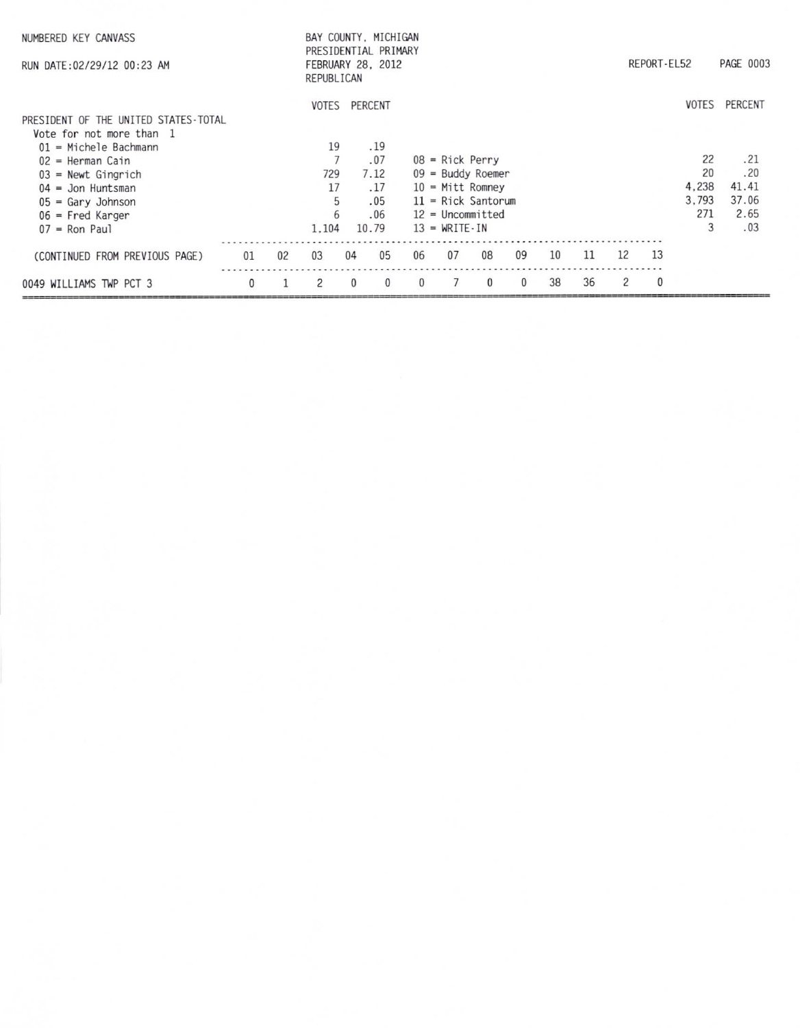NUMBERED KEY CANVASS

RUN DATE:02/29/12 00:23 AM

BAY COUNTY, MICHIGAN
PRESIDENTIAL PRIMARY
FEBRUARY 28, 2012
REPUBLICAN

REPORT-EL52

## PRESIDENT OF THE UNITED STATES-TOTAL

Vote for not more than 1

| Candidate | VOTES | PERCENT |
|---|---|---|
| 01 = Michele Bachmann | 19 | .19 |
| 02 = Herman Cain | 7 | .07 |
| 03 = Newt Gingrich | 729 | 7.12 |
| 04 = Jon Huntsman | 17 | .17 |
| 05 = Gary Johnson | 5 | .05 |
| 06 = Fred Karger | 6 | .06 |
| 07 = Ron Paul | 1,104 | 10.79 |
| 08 = Rick Perry | 22 | .21 |
| 09 = Buddy Roemer | 20 | .20 |
| 10 = Mitt Romney | 4,238 | 41.41 |
| 11 = Rick Santorum | 3,793 | 37.06 |
| 12 = Uncommitted | 271 | 2.65 |
| 13 = WRITE-IN | 3 | .03 |

| (CONTINUED FROM PREVIOUS PAGE) | 01 | 02 | 03 | 04 | 05 | 06 | 07 | 08 | 09 | 10 | 11 | 12 | 13 |
|---|---|---|---|---|---|---|---|---|---|---|---|---|---|
| 0049 WILLIAMS TWP PCT 3 | 0 | 1 | 2 | 0 | 0 | 0 | 7 | 0 | 0 | 38 | 36 | 2 | 0 |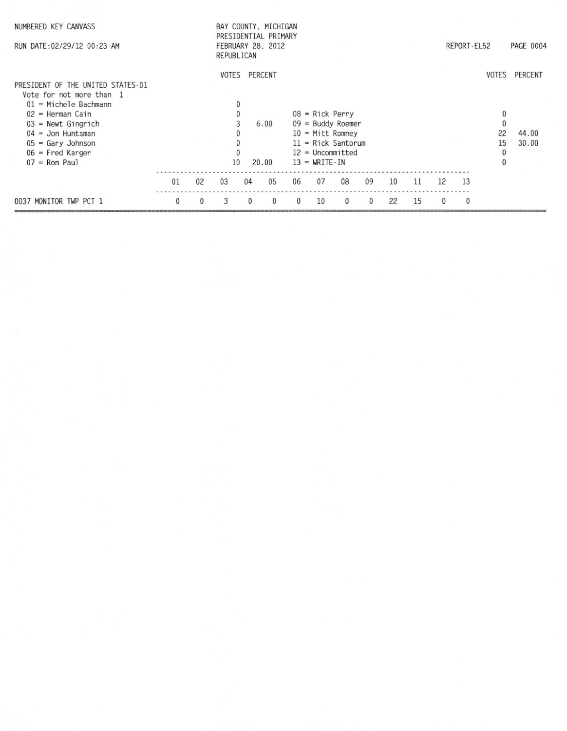NUMBERED KEY CANVASS

RUN DATE:02/29/12 00:23 AM

BAY COUNTY, MICHIGAN
PRESIDENTIAL PRIMARY
FEBRUARY 28, 2012
REPUBLICAN

REPORT-EL52

**PRESIDENT OF THE UNITED STATES-D1**
Vote for not more than 1

| Candidate | VOTES | PERCENT | Candidate | VOTES | PERCENT |
|---|---|---|---|---|---|
| 01 = Michele Bachmann | 0 | | | | |
| 02 = Herman Cain | 0 | | 08 = Rick Perry | 0 | |
| 03 = Newt Gingrich | 3 | 6.00 | 09 = Buddy Roemer | 0 | |
| 04 = Jon Huntsman | 0 | | 10 = Mitt Romney | 22 | 44.00 |
| 05 = Gary Johnson | 0 | | 11 = Rick Santorum | 15 | 30.00 |
| 06 = Fred Karger | 0 | | 12 = Uncommitted | 0 | |
| 07 = Ron Paul | 10 | 20.00 | 13 = WRITE-IN | 0 | |

| | 01 | 02 | 03 | 04 | 05 | 06 | 07 | 08 | 09 | 10 | 11 | 12 | 13 |
|---|---|---|---|---|---|---|---|---|---|---|---|---|---|
| 0037 MONITOR TWP PCT 1 | 0 | 0 | 3 | 0 | 0 | 0 | 10 | 0 | 0 | 22 | 15 | 0 | 0 |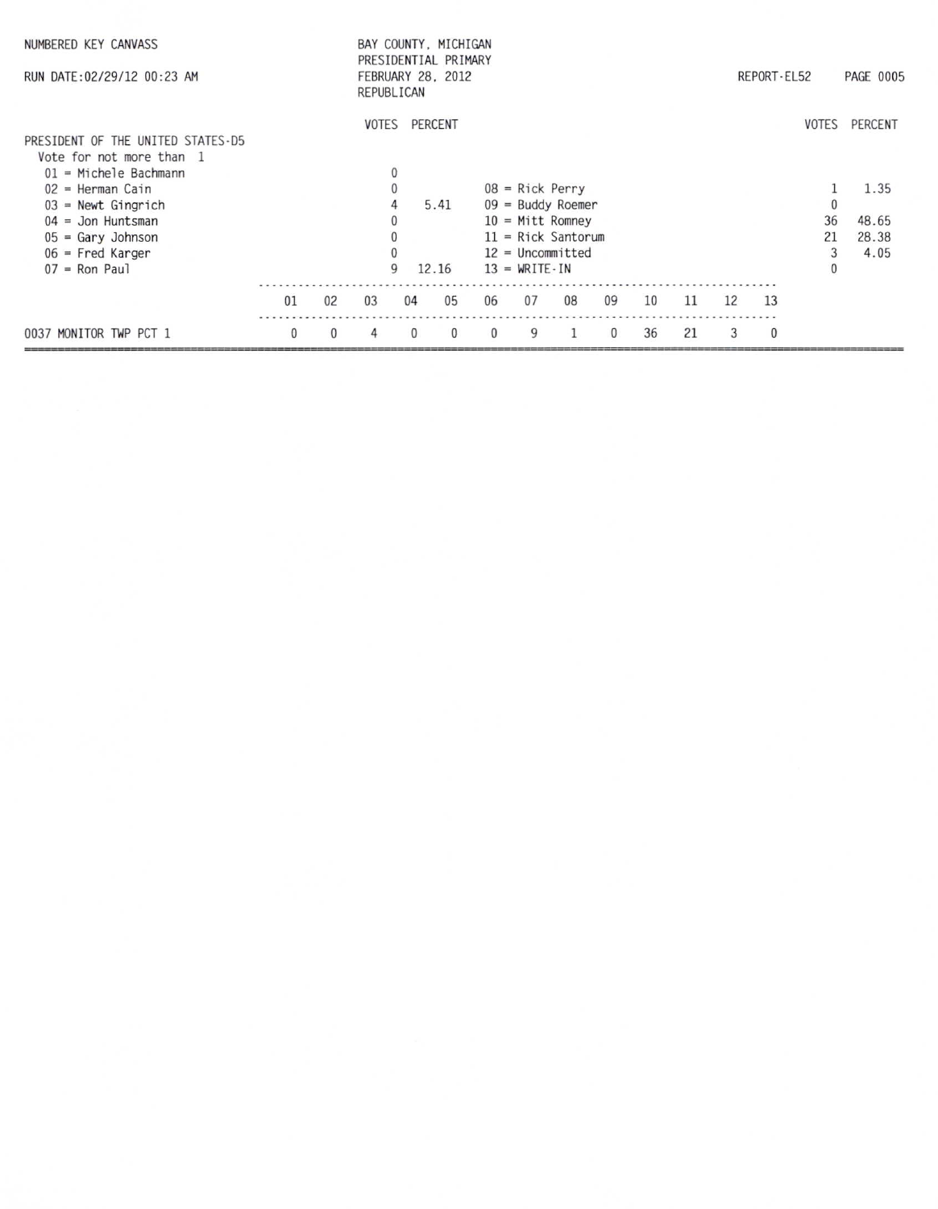NUMBERED KEY CANVASS

RUN DATE:02/29/12 00:23 AM

BAY COUNTY, MICHIGAN
PRESIDENTIAL PRIMARY
FEBRUARY 28, 2012
REPUBLICAN

REPORT-EL52 PAGE 0005

PRESIDENT OF THE UNITED STATES-D5
Vote for not more than 1

| Candidate | VOTES | PERCENT | Candidate | VOTES | PERCENT |
|---|---|---|---|---|---|
| 01 = Michele Bachmann | 0 | | | | |
| 02 = Herman Cain | 0 | | 08 = Rick Perry | 1 | 1.35 |
| 03 = Newt Gingrich | 4 | 5.41 | 09 = Buddy Roemer | 0 | |
| 04 = Jon Huntsman | 0 | | 10 = Mitt Romney | 36 | 48.65 |
| 05 = Gary Johnson | 0 | | 11 = Rick Santorum | 21 | 28.38 |
| 06 = Fred Karger | 0 | | 12 = Uncommitted | 3 | 4.05 |
| 07 = Ron Paul | 9 | 12.16 | 13 = WRITE-IN | 0 | |

| | 01 | 02 | 03 | 04 | 05 | 06 | 07 | 08 | 09 | 10 | 11 | 12 | 13 |
|---|---|---|---|---|---|---|---|---|---|---|---|---|---|
| 0037 MONITOR TWP PCT 1 | 0 | 0 | 4 | 0 | 0 | 0 | 9 | 1 | 0 | 36 | 21 | 3 | 0 |